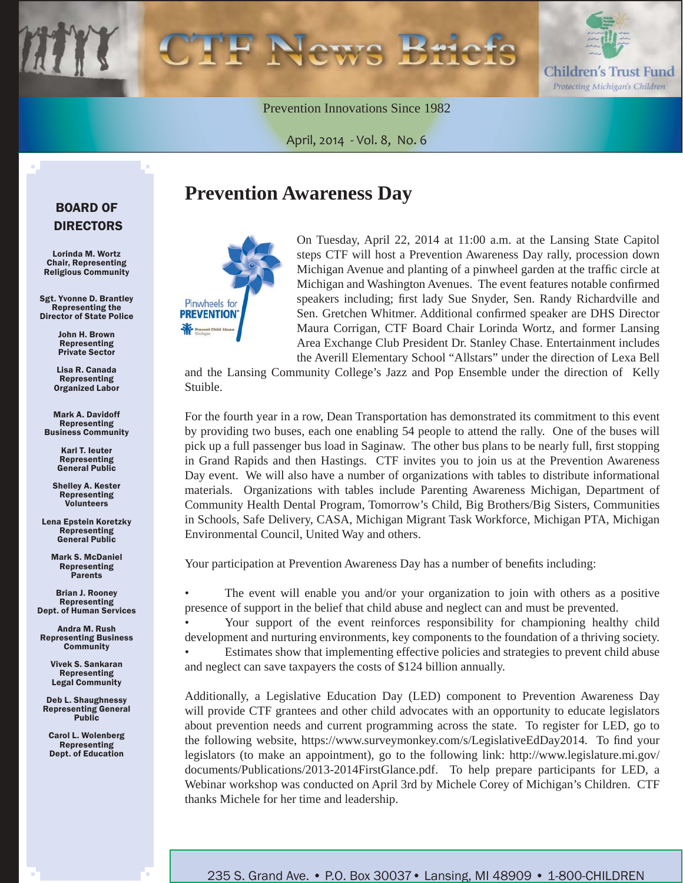# CTF News Briefs

Children's Trust Fund
*Protecting Michigan's Children*

Prevention Innovations Since 1982

April, 2014 - Vol. 8, No. 6

## BOARD OF DIRECTORS

**Lorinda M. Wortz**
Chair, Representing Religious Community

**Sgt. Yvonne D. Brantley**
Representing the Director of State Police

**John H. Brown**
Representing Private Sector

**Lisa R. Canada**
Representing Organized Labor

**Mark A. Davidoff**
Representing Business Community

**Karl T. Ieuter**
Representing General Public

**Shelley A. Kester**
Representing Volunteers

**Lena Epstein Koretzky**
Representing General Public

**Mark S. McDaniel**
Representing Parents

**Brian J. Rooney**
Representing Dept. of Human Services

**Andra M. Rush**
Representing Business Community

**Vivek S. Sankaran**
Representing Legal Community

**Deb L. Shaughnessy**
Representing General Public

**Carol L. Wolenberg**
Representing Dept. of Education

# Prevention Awareness Day

Pinwheels for PREVENTION® Prevent Child Abuse Michigan

On Tuesday, April 22, 2014 at 11:00 a.m. at the Lansing State Capitol steps CTF will host a Prevention Awareness Day rally, procession down Michigan Avenue and planting of a pinwheel garden at the traffic circle at Michigan and Washington Avenues. The event features notable confirmed speakers including; first lady Sue Snyder, Sen. Randy Richardville and Sen. Gretchen Whitmer. Additional confirmed speaker are DHS Director Maura Corrigan, CTF Board Chair Lorinda Wortz, and former Lansing Area Exchange Club President Dr. Stanley Chase. Entertainment includes the Averill Elementary School "Allstars" under the direction of Lexa Bell and the Lansing Community College's Jazz and Pop Ensemble under the direction of Kelly Stuible.

For the fourth year in a row, Dean Transportation has demonstrated its commitment to this event by providing two buses, each one enabling 54 people to attend the rally. One of the buses will pick up a full passenger bus load in Saginaw. The other bus plans to be nearly full, first stopping in Grand Rapids and then Hastings. CTF invites you to join us at the Prevention Awareness Day event. We will also have a number of organizations with tables to distribute informational materials. Organizations with tables include Parenting Awareness Michigan, Department of Community Health Dental Program, Tomorrow's Child, Big Brothers/Big Sisters, Communities in Schools, Safe Delivery, CASA, Michigan Migrant Task Workforce, Michigan PTA, Michigan Environmental Council, United Way and others.

Your participation at Prevention Awareness Day has a number of benefits including:

- The event will enable you and/or your organization to join with others as a positive presence of support in the belief that child abuse and neglect can and must be prevented.
- Your support of the event reinforces responsibility for championing healthy child development and nurturing environments, key components to the foundation of a thriving society.
- Estimates show that implementing effective policies and strategies to prevent child abuse and neglect can save taxpayers the costs of $124 billion annually.

Additionally, a Legislative Education Day (LED) component to Prevention Awareness Day will provide CTF grantees and other child advocates with an opportunity to educate legislators about prevention needs and current programming across the state. To register for LED, go to the following website, https://www.surveymonkey.com/s/LegislativeEdDay2014. To find your legislators (to make an appointment), go to the following link: http://www.legislature.mi.gov/documents/Publications/2013-2014FirstGlance.pdf. To help prepare participants for LED, a Webinar workshop was conducted on April 3rd by Michele Corey of Michigan's Children. CTF thanks Michele for her time and leadership.

235 S. Grand Ave. • P.O. Box 30037 • Lansing, MI 48909 • 1-800-CHILDREN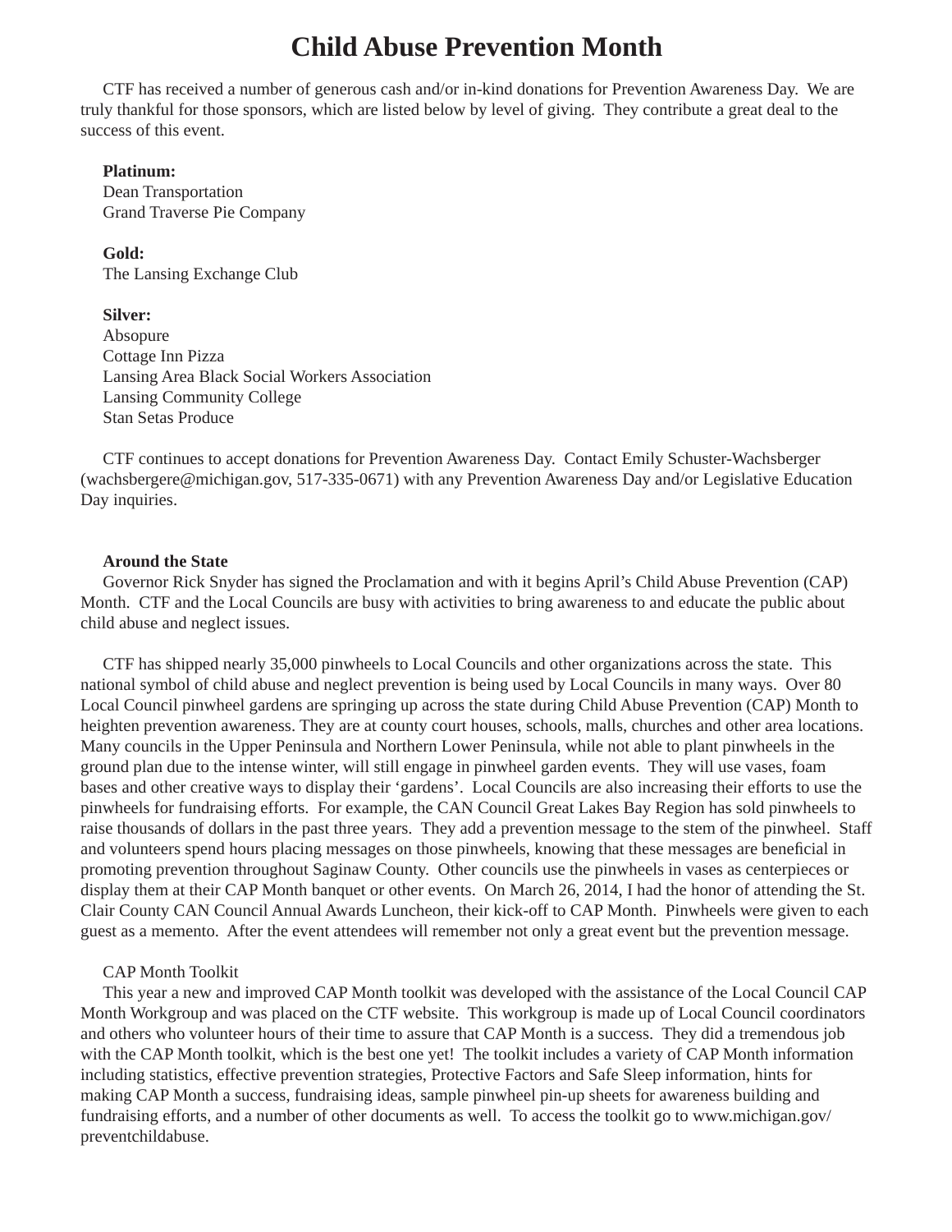# Child Abuse Prevention Month

CTF has received a number of generous cash and/or in-kind donations for Prevention Awareness Day. We are truly thankful for those sponsors, which are listed below by level of giving. They contribute a great deal to the success of this event.

**Platinum:**
Dean Transportation
Grand Traverse Pie Company

**Gold:**
The Lansing Exchange Club

**Silver:**
Absopure
Cottage Inn Pizza
Lansing Area Black Social Workers Association
Lansing Community College
Stan Setas Produce

CTF continues to accept donations for Prevention Awareness Day. Contact Emily Schuster-Wachsberger (wachsbergere@michigan.gov, 517-335-0671) with any Prevention Awareness Day and/or Legislative Education Day inquiries.

**Around the State**

Governor Rick Snyder has signed the Proclamation and with it begins April's Child Abuse Prevention (CAP) Month. CTF and the Local Councils are busy with activities to bring awareness to and educate the public about child abuse and neglect issues.

CTF has shipped nearly 35,000 pinwheels to Local Councils and other organizations across the state. This national symbol of child abuse and neglect prevention is being used by Local Councils in many ways. Over 80 Local Council pinwheel gardens are springing up across the state during Child Abuse Prevention (CAP) Month to heighten prevention awareness. They are at county court houses, schools, malls, churches and other area locations. Many councils in the Upper Peninsula and Northern Lower Peninsula, while not able to plant pinwheels in the ground plan due to the intense winter, will still engage in pinwheel garden events. They will use vases, foam bases and other creative ways to display their 'gardens'. Local Councils are also increasing their efforts to use the pinwheels for fundraising efforts. For example, the CAN Council Great Lakes Bay Region has sold pinwheels to raise thousands of dollars in the past three years. They add a prevention message to the stem of the pinwheel. Staff and volunteers spend hours placing messages on those pinwheels, knowing that these messages are beneficial in promoting prevention throughout Saginaw County. Other councils use the pinwheels in vases as centerpieces or display them at their CAP Month banquet or other events. On March 26, 2014, I had the honor of attending the St. Clair County CAN Council Annual Awards Luncheon, their kick-off to CAP Month. Pinwheels were given to each guest as a memento. After the event attendees will remember not only a great event but the prevention message.

CAP Month Toolkit

This year a new and improved CAP Month toolkit was developed with the assistance of the Local Council CAP Month Workgroup and was placed on the CTF website. This workgroup is made up of Local Council coordinators and others who volunteer hours of their time to assure that CAP Month is a success. They did a tremendous job with the CAP Month toolkit, which is the best one yet! The toolkit includes a variety of CAP Month information including statistics, effective prevention strategies, Protective Factors and Safe Sleep information, hints for making CAP Month a success, fundraising ideas, sample pinwheel pin-up sheets for awareness building and fundraising efforts, and a number of other documents as well. To access the toolkit go to www.michigan.gov/preventchildabuse.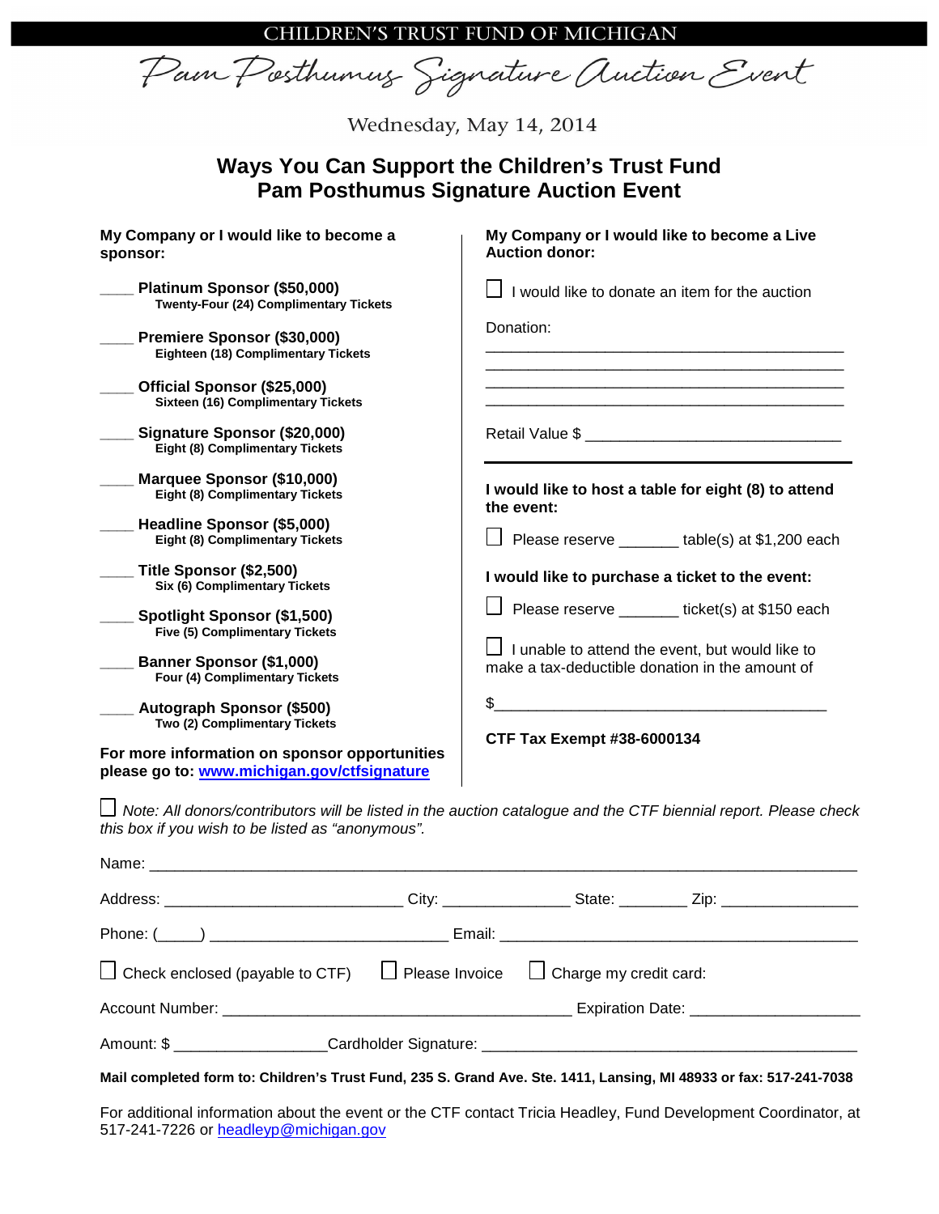CHILDREN'S TRUST FUND OF MICHIGAN

*Pam Posthumus Signature Auction Event*

Wednesday, May 14, 2014

# Ways You Can Support the Children's Trust Fund Pam Posthumus Signature Auction Event

**My Company or I would like to become a sponsor:**

____ **Platinum Sponsor ($50,000)**
**Twenty-Four (24) Complimentary Tickets**

____ **Premiere Sponsor ($30,000)**
**Eighteen (18) Complimentary Tickets**

____ **Official Sponsor ($25,000)**
**Sixteen (16) Complimentary Tickets**

____ **Signature Sponsor ($20,000)**
**Eight (8) Complimentary Tickets**

____ **Marquee Sponsor ($10,000)**
**Eight (8) Complimentary Tickets**

____ **Headline Sponsor ($5,000)**
**Eight (8) Complimentary Tickets**

____ **Title Sponsor ($2,500)**
**Six (6) Complimentary Tickets**

____ **Spotlight Sponsor ($1,500)**
**Five (5) Complimentary Tickets**

____ **Banner Sponsor ($1,000)**
**Four (4) Complimentary Tickets**

____ **Autograph Sponsor ($500)**
**Two (2) Complimentary Tickets**

**For more information on sponsor opportunities please go to: [www.michigan.gov/ctfsignature](http://www.michigan.gov/ctfsignature)**

**My Company or I would like to become a Live Auction donor:**

☐ I would like to donate an item for the auction

Donation:
____________________________________________
____________________________________________
____________________________________________
____________________________________________

Retail Value $ ______________________________

**I would like to host a table for eight (8) to attend the event:**

☐ Please reserve _______ table(s) at $1,200 each

**I would like to purchase a ticket to the event:**

☐ Please reserve _______ ticket(s) at $150 each

☐ I unable to attend the event, but would like to make a tax-deductible donation in the amount of

$______________________________________

**CTF Tax Exempt #38-6000134**

☐ *Note: All donors/contributors will be listed in the auction catalogue and the CTF biennial report. Please check this box if you wish to be listed as "anonymous".*

Name: ______________________________________________________________________________

Address: ____________________________ City: _______________ State: ________ Zip: ________________

Phone: (_____) ____________________________ Email: ____________________________________________

☐ Check enclosed (payable to CTF) ☐ Please Invoice ☐ Charge my credit card:

Account Number: __________________________________________ Expiration Date: ____________________

Amount: $ _________________Cardholder Signature: ____________________________________________

**Mail completed form to: Children's Trust Fund, 235 S. Grand Ave. Ste. 1411, Lansing, MI 48933 or fax: 517-241-7038**

For additional information about the event or the CTF contact Tricia Headley, Fund Development Coordinator, at 517-241-7226 or [headleyp@michigan.gov](mailto:headleyp@michigan.gov)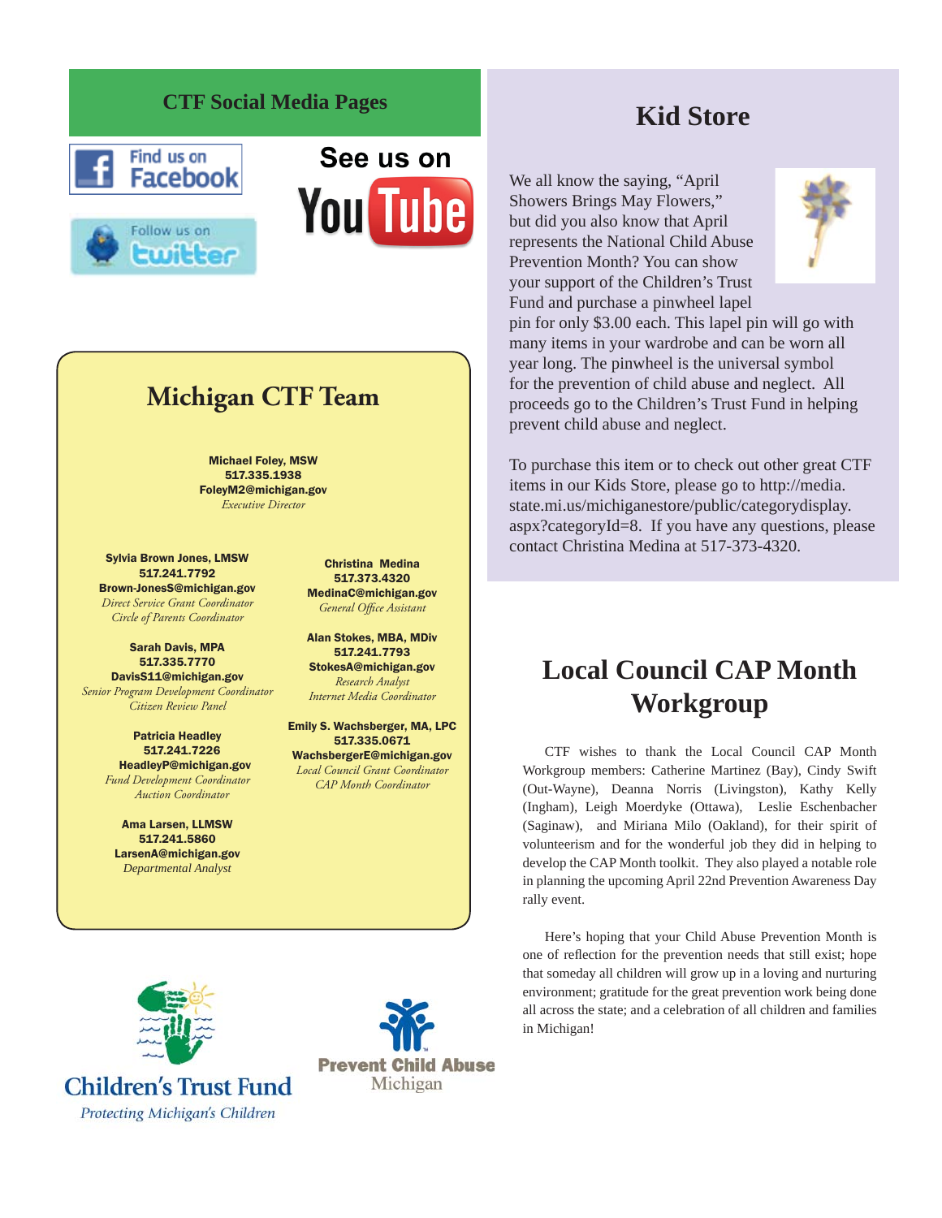## CTF Social Media Pages

Find us on Facebook

Follow us on twitter

See us on YouTube

## Michigan CTF Team

**Michael Foley, MSW**
**517.335.1938**
**FoleyM2@michigan.gov**
*Executive Director*

**Sylvia Brown Jones, LMSW**
**517.241.7792**
**Brown-JonesS@michigan.gov**
*Direct Service Grant Coordinator*
*Circle of Parents Coordinator*

**Sarah Davis, MPA**
**517.335.7770**
**DavisS11@michigan.gov**
*Senior Program Development Coordinator*
*Citizen Review Panel*

**Patricia Headley**
**517.241.7226**
**HeadleyP@michigan.gov**
*Fund Development Coordinator*
*Auction Coordinator*

**Ama Larsen, LLMSW**
**517.241.5860**
**LarsenA@michigan.gov**
*Departmental Analyst*

**Christina Medina**
**517.373.4320**
**MedinaC@michigan.gov**
*General Office Assistant*

**Alan Stokes, MBA, MDiv**
**517.241.7793**
**StokesA@michigan.gov**
*Research Analyst*
*Internet Media Coordinator*

**Emily S. Wachsberger, MA, LPC**
**517.335.0671**
**WachsbergerE@michigan.gov**
*Local Council Grant Coordinator*
*CAP Month Coordinator*

Children's Trust Fund
*Protecting Michigan's Children*

Prevent Child Abuse
Michigan

## Kid Store

We all know the saying, "April Showers Brings May Flowers," but did you also know that April represents the National Child Abuse Prevention Month? You can show your support of the Children's Trust Fund and purchase a pinwheel lapel pin for only $3.00 each. This lapel pin will go with many items in your wardrobe and can be worn all year long. The pinwheel is the universal symbol for the prevention of child abuse and neglect. All proceeds go to the Children's Trust Fund in helping prevent child abuse and neglect.

To purchase this item or to check out other great CTF items in our Kids Store, please go to http://media.state.mi.us/michiganestore/public/categorydisplay.aspx?categoryId=8. If you have any questions, please contact Christina Medina at 517-373-4320.

## Local Council CAP Month Workgroup

CTF wishes to thank the Local Council CAP Month Workgroup members: Catherine Martinez (Bay), Cindy Swift (Out-Wayne), Deanna Norris (Livingston), Kathy Kelly (Ingham), Leigh Moerdyke (Ottawa), Leslie Eschenbacher (Saginaw), and Miriana Milo (Oakland), for their spirit of volunteerism and for the wonderful job they did in helping to develop the CAP Month toolkit. They also played a notable role in planning the upcoming April 22nd Prevention Awareness Day rally event.

Here's hoping that your Child Abuse Prevention Month is one of reflection for the prevention needs that still exist; hope that someday all children will grow up in a loving and nurturing environment; gratitude for the great prevention work being done all across the state; and a celebration of all children and families in Michigan!